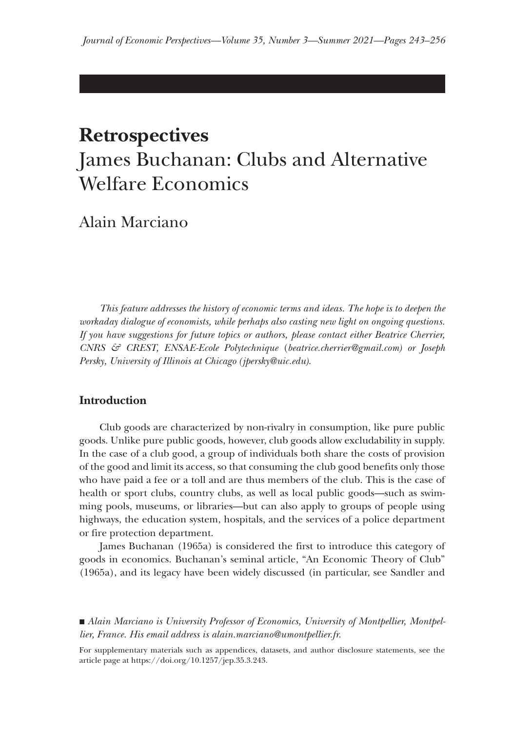# Retrospectives
# James Buchanan: Clubs and Alternative Welfare Economics

Alain Marciano

*This feature addresses the history of economic terms and ideas. The hope is to deepen the workaday dialogue of economists, while perhaps also casting new light on ongoing questions. If you have suggestions for future topics or authors, please contact either Beatrice Cherrier, CNRS & CREST, ENSAE-Ecole Polytechnique (beatrice.cherrier@gmail.com) or Joseph Persky, University of Illinois at Chicago (jpersky@uic.edu).*

## Introduction

Club goods are characterized by non-rivalry in consumption, like pure public goods. Unlike pure public goods, however, club goods allow excludability in supply. In the case of a club good, a group of individuals both share the costs of provision of the good and limit its access, so that consuming the club good benefits only those who have paid a fee or a toll and are thus members of the club. This is the case of health or sport clubs, country clubs, as well as local public goods—such as swimming pools, museums, or libraries—but can also apply to groups of people using highways, the education system, hospitals, and the services of a police department or fire protection department.

James Buchanan (1965a) is considered the first to introduce this category of goods in economics. Buchanan's seminal article, "An Economic Theory of Club" (1965a), and its legacy have been widely discussed (in particular, see Sandler and

■ *Alain Marciano is University Professor of Economics, University of Montpellier, Montpellier, France. His email address is alain.marciano@umontpellier.fr.*

For supplementary materials such as appendices, datasets, and author disclosure statements, see the article page at https://doi.org/10.1257/jep.35.3.243.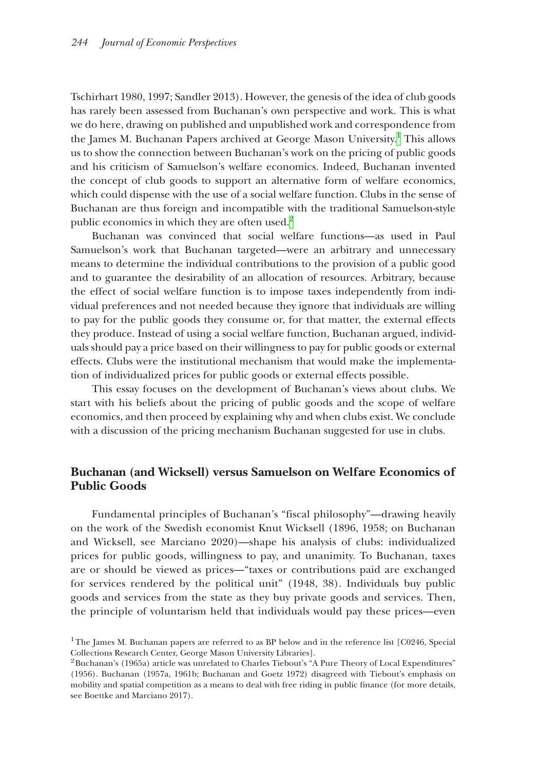Tschirhart 1980, 1997; Sandler 2013). However, the genesis of the idea of club goods has rarely been assessed from Buchanan's own perspective and work. This is what we do here, drawing on published and unpublished work and correspondence from the James M. Buchanan Papers archived at George Mason University.[1] This allows us to show the connection between Buchanan's work on the pricing of public goods and his criticism of Samuelson's welfare economics. Indeed, Buchanan invented the concept of club goods to support an alternative form of welfare economics, which could dispense with the use of a social welfare function. Clubs in the sense of Buchanan are thus foreign and incompatible with the traditional Samuelson-style public economics in which they are often used.[2]

Buchanan was convinced that social welfare functions—as used in Paul Samuelson's work that Buchanan targeted—were an arbitrary and unnecessary means to determine the individual contributions to the provision of a public good and to guarantee the desirability of an allocation of resources. Arbitrary, because the effect of social welfare function is to impose taxes independently from individual preferences and not needed because they ignore that individuals are willing to pay for the public goods they consume or, for that matter, the external effects they produce. Instead of using a social welfare function, Buchanan argued, individuals should pay a price based on their willingness to pay for public goods or external effects. Clubs were the institutional mechanism that would make the implementation of individualized prices for public goods or external effects possible.

This essay focuses on the development of Buchanan's views about clubs. We start with his beliefs about the pricing of public goods and the scope of welfare economics, and then proceed by explaining why and when clubs exist. We conclude with a discussion of the pricing mechanism Buchanan suggested for use in clubs.

## Buchanan (and Wicksell) versus Samuelson on Welfare Economics of Public Goods

Fundamental principles of Buchanan's "fiscal philosophy"—drawing heavily on the work of the Swedish economist Knut Wicksell (1896, 1958; on Buchanan and Wicksell, see Marciano 2020)—shape his analysis of clubs: individualized prices for public goods, willingness to pay, and unanimity. To Buchanan, taxes are or should be viewed as prices—"taxes or contributions paid are exchanged for services rendered by the political unit" (1948, 38). Individuals buy public goods and services from the state as they buy private goods and services. Then, the principle of voluntarism held that individuals would pay these prices—even

[1] The James M. Buchanan papers are referred to as BP below and in the reference list [C0246, Special Collections Research Center, George Mason University Libraries].

[2] Buchanan's (1965a) article was unrelated to Charles Tiebout's "A Pure Theory of Local Expenditures" (1956). Buchanan (1957a, 1961b; Buchanan and Goetz 1972) disagreed with Tiebout's emphasis on mobility and spatial competition as a means to deal with free riding in public finance (for more details, see Boettke and Marciano 2017).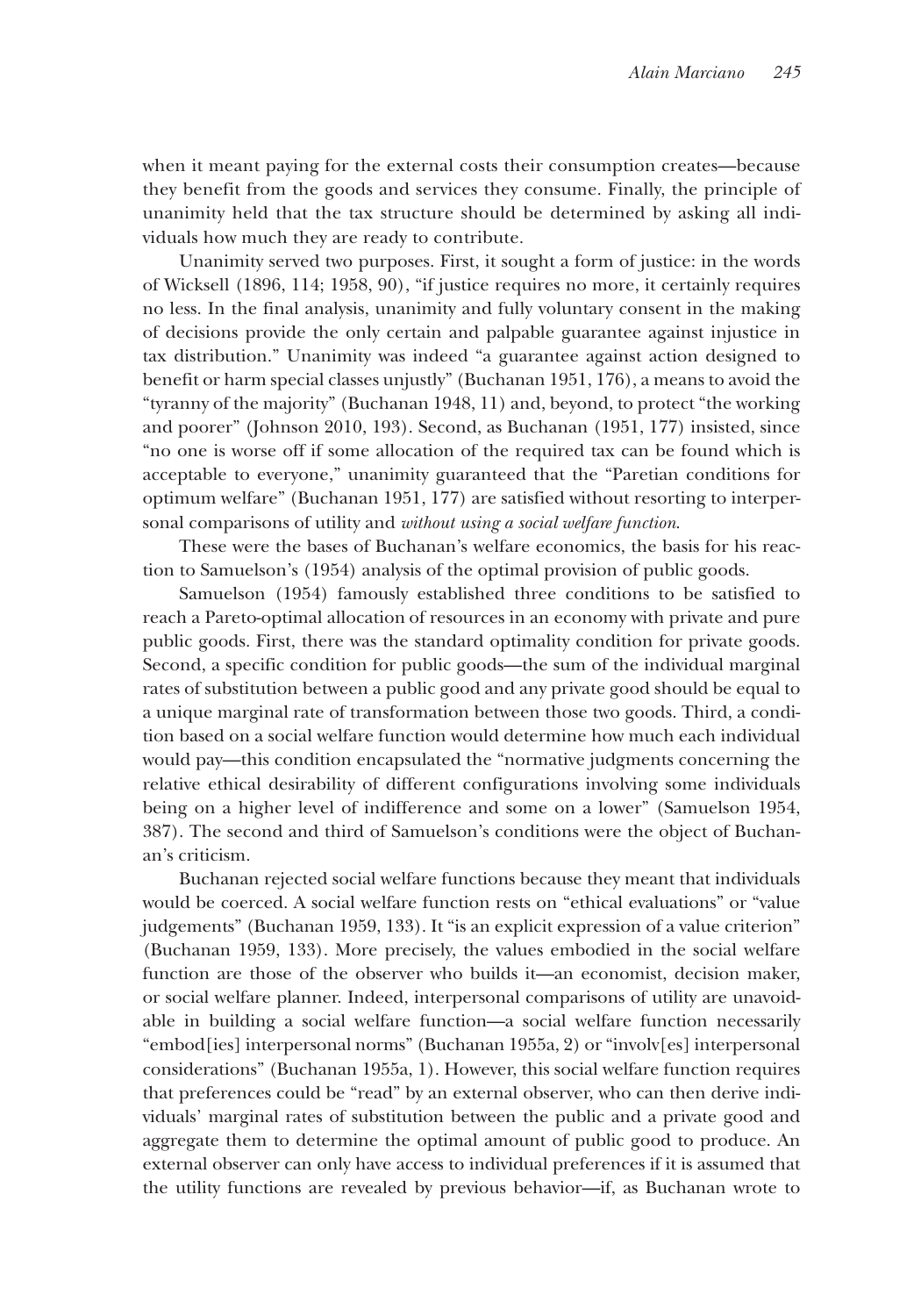when it meant paying for the external costs their consumption creates—because they benefit from the goods and services they consume. Finally, the principle of unanimity held that the tax structure should be determined by asking all individuals how much they are ready to contribute.

Unanimity served two purposes. First, it sought a form of justice: in the words of Wicksell (1896, 114; 1958, 90), "if justice requires no more, it certainly requires no less. In the final analysis, unanimity and fully voluntary consent in the making of decisions provide the only certain and palpable guarantee against injustice in tax distribution." Unanimity was indeed "a guarantee against action designed to benefit or harm special classes unjustly" (Buchanan 1951, 176), a means to avoid the "tyranny of the majority" (Buchanan 1948, 11) and, beyond, to protect "the working and poorer" (Johnson 2010, 193). Second, as Buchanan (1951, 177) insisted, since "no one is worse off if some allocation of the required tax can be found which is acceptable to everyone," unanimity guaranteed that the "Paretian conditions for optimum welfare" (Buchanan 1951, 177) are satisfied without resorting to interpersonal comparisons of utility and *without using a social welfare function*.

These were the bases of Buchanan's welfare economics, the basis for his reaction to Samuelson's (1954) analysis of the optimal provision of public goods.

Samuelson (1954) famously established three conditions to be satisfied to reach a Pareto-optimal allocation of resources in an economy with private and pure public goods. First, there was the standard optimality condition for private goods. Second, a specific condition for public goods—the sum of the individual marginal rates of substitution between a public good and any private good should be equal to a unique marginal rate of transformation between those two goods. Third, a condition based on a social welfare function would determine how much each individual would pay—this condition encapsulated the "normative judgments concerning the relative ethical desirability of different configurations involving some individuals being on a higher level of indifference and some on a lower" (Samuelson 1954, 387). The second and third of Samuelson's conditions were the object of Buchanan's criticism.

Buchanan rejected social welfare functions because they meant that individuals would be coerced. A social welfare function rests on "ethical evaluations" or "value judgements" (Buchanan 1959, 133). It "is an explicit expression of a value criterion" (Buchanan 1959, 133). More precisely, the values embodied in the social welfare function are those of the observer who builds it—an economist, decision maker, or social welfare planner. Indeed, interpersonal comparisons of utility are unavoidable in building a social welfare function—a social welfare function necessarily "embod[ies] interpersonal norms" (Buchanan 1955a, 2) or "involv[es] interpersonal considerations" (Buchanan 1955a, 1). However, this social welfare function requires that preferences could be "read" by an external observer, who can then derive individuals' marginal rates of substitution between the public and a private good and aggregate them to determine the optimal amount of public good to produce. An external observer can only have access to individual preferences if it is assumed that the utility functions are revealed by previous behavior—if, as Buchanan wrote to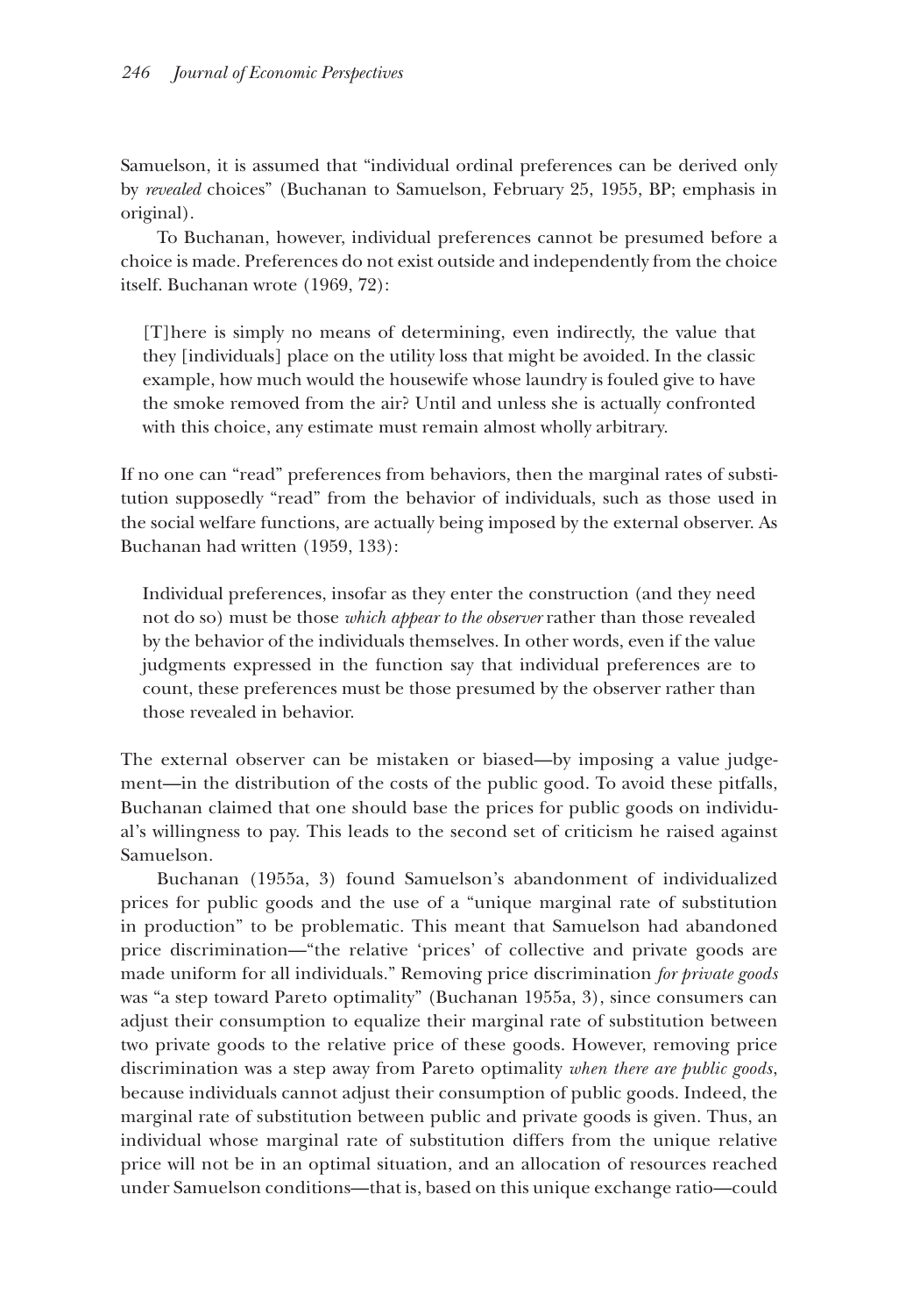Samuelson, it is assumed that "individual ordinal preferences can be derived only by *revealed* choices" (Buchanan to Samuelson, February 25, 1955, BP; emphasis in original).

To Buchanan, however, individual preferences cannot be presumed before a choice is made. Preferences do not exist outside and independently from the choice itself. Buchanan wrote (1969, 72):

> [T]here is simply no means of determining, even indirectly, the value that they [individuals] place on the utility loss that might be avoided. In the classic example, how much would the housewife whose laundry is fouled give to have the smoke removed from the air? Until and unless she is actually confronted with this choice, any estimate must remain almost wholly arbitrary.

If no one can "read" preferences from behaviors, then the marginal rates of substitution supposedly "read" from the behavior of individuals, such as those used in the social welfare functions, are actually being imposed by the external observer. As Buchanan had written (1959, 133):

> Individual preferences, insofar as they enter the construction (and they need not do so) must be those *which appear to the observer* rather than those revealed by the behavior of the individuals themselves. In other words, even if the value judgments expressed in the function say that individual preferences are to count, these preferences must be those presumed by the observer rather than those revealed in behavior.

The external observer can be mistaken or biased—by imposing a value judgement—in the distribution of the costs of the public good. To avoid these pitfalls, Buchanan claimed that one should base the prices for public goods on individual's willingness to pay. This leads to the second set of criticism he raised against Samuelson.

Buchanan (1955a, 3) found Samuelson's abandonment of individualized prices for public goods and the use of a "unique marginal rate of substitution in production" to be problematic. This meant that Samuelson had abandoned price discrimination—"the relative 'prices' of collective and private goods are made uniform for all individuals." Removing price discrimination *for private goods* was "a step toward Pareto optimality" (Buchanan 1955a, 3), since consumers can adjust their consumption to equalize their marginal rate of substitution between two private goods to the relative price of these goods. However, removing price discrimination was a step away from Pareto optimality *when there are public goods*, because individuals cannot adjust their consumption of public goods. Indeed, the marginal rate of substitution between public and private goods is given. Thus, an individual whose marginal rate of substitution differs from the unique relative price will not be in an optimal situation, and an allocation of resources reached under Samuelson conditions—that is, based on this unique exchange ratio—could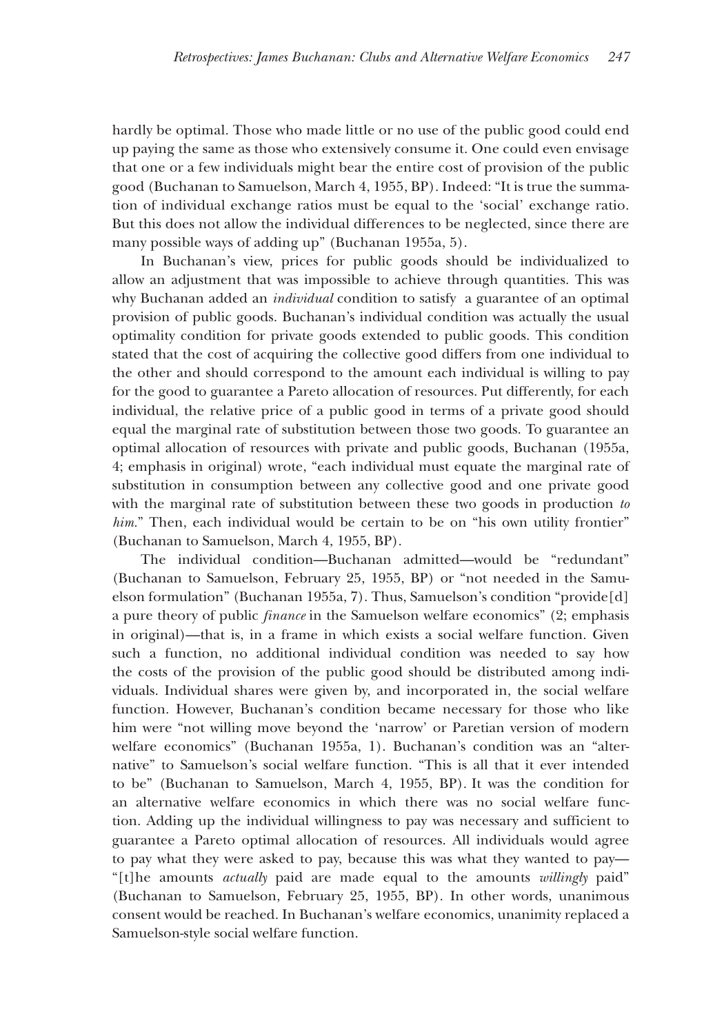hardly be optimal. Those who made little or no use of the public good could end up paying the same as those who extensively consume it. One could even envisage that one or a few individuals might bear the entire cost of provision of the public good (Buchanan to Samuelson, March 4, 1955, BP). Indeed: "It is true the summation of individual exchange ratios must be equal to the 'social' exchange ratio. But this does not allow the individual differences to be neglected, since there are many possible ways of adding up" (Buchanan 1955a, 5).

In Buchanan's view, prices for public goods should be individualized to allow an adjustment that was impossible to achieve through quantities. This was why Buchanan added an *individual* condition to satisfy a guarantee of an optimal provision of public goods. Buchanan's individual condition was actually the usual optimality condition for private goods extended to public goods. This condition stated that the cost of acquiring the collective good differs from one individual to the other and should correspond to the amount each individual is willing to pay for the good to guarantee a Pareto allocation of resources. Put differently, for each individual, the relative price of a public good in terms of a private good should equal the marginal rate of substitution between those two goods. To guarantee an optimal allocation of resources with private and public goods, Buchanan (1955a, 4; emphasis in original) wrote, "each individual must equate the marginal rate of substitution in consumption between any collective good and one private good with the marginal rate of substitution between these two goods in production *to him*." Then, each individual would be certain to be on "his own utility frontier" (Buchanan to Samuelson, March 4, 1955, BP).

The individual condition—Buchanan admitted—would be "redundant" (Buchanan to Samuelson, February 25, 1955, BP) or "not needed in the Samuelson formulation" (Buchanan 1955a, 7). Thus, Samuelson's condition "provide[d] a pure theory of public *finance* in the Samuelson welfare economics" (2; emphasis in original)—that is, in a frame in which exists a social welfare function. Given such a function, no additional individual condition was needed to say how the costs of the provision of the public good should be distributed among individuals. Individual shares were given by, and incorporated in, the social welfare function. However, Buchanan's condition became necessary for those who like him were "not willing move beyond the 'narrow' or Paretian version of modern welfare economics" (Buchanan 1955a, 1). Buchanan's condition was an "alternative" to Samuelson's social welfare function. "This is all that it ever intended to be" (Buchanan to Samuelson, March 4, 1955, BP). It was the condition for an alternative welfare economics in which there was no social welfare function. Adding up the individual willingness to pay was necessary and sufficient to guarantee a Pareto optimal allocation of resources. All individuals would agree to pay what they were asked to pay, because this was what they wanted to pay—"[t]he amounts *actually* paid are made equal to the amounts *willingly* paid" (Buchanan to Samuelson, February 25, 1955, BP). In other words, unanimous consent would be reached. In Buchanan's welfare economics, unanimity replaced a Samuelson-style social welfare function.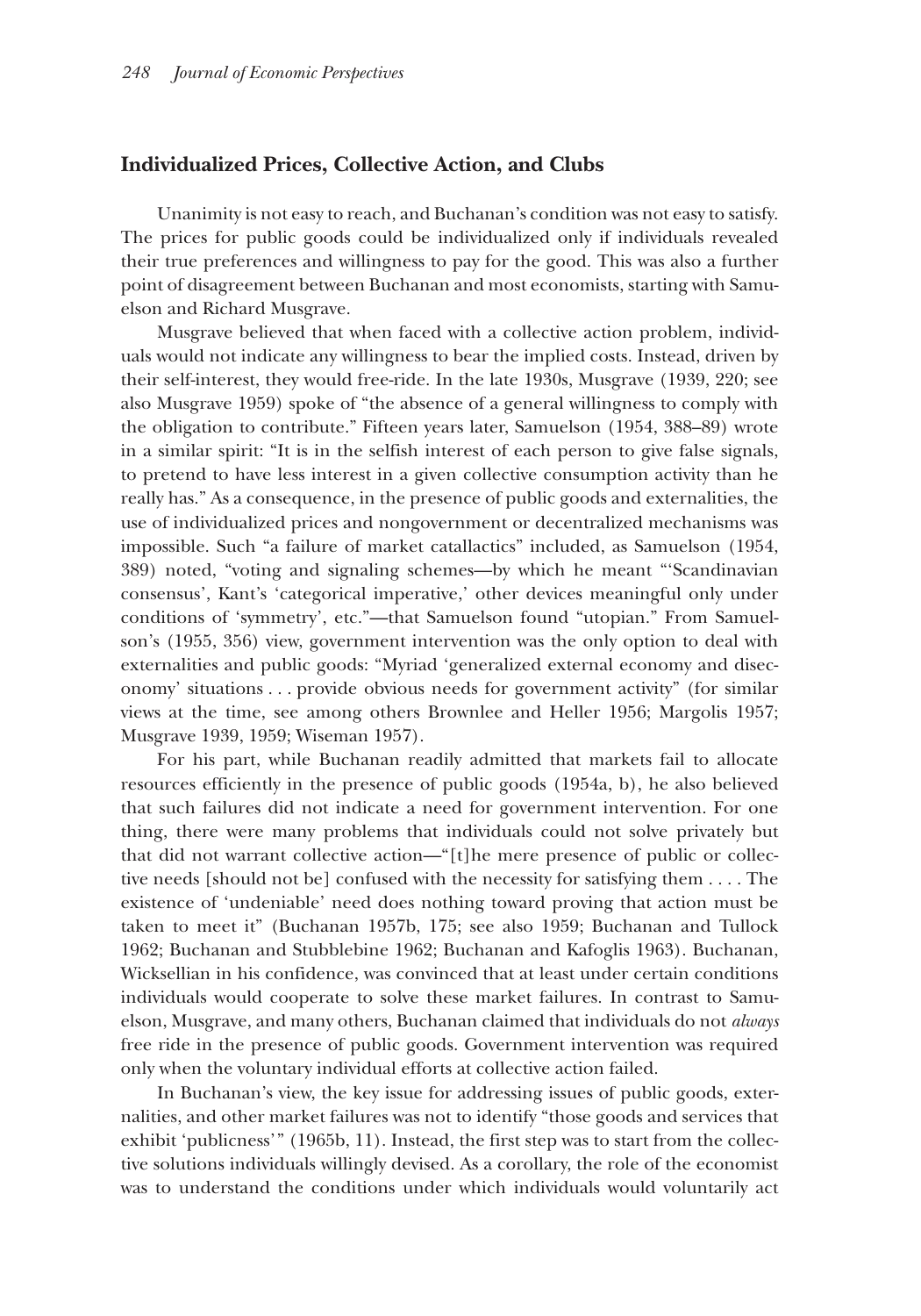## Individualized Prices, Collective Action, and Clubs

Unanimity is not easy to reach, and Buchanan's condition was not easy to satisfy. The prices for public goods could be individualized only if individuals revealed their true preferences and willingness to pay for the good. This was also a further point of disagreement between Buchanan and most economists, starting with Samuelson and Richard Musgrave.

Musgrave believed that when faced with a collective action problem, individuals would not indicate any willingness to bear the implied costs. Instead, driven by their self-interest, they would free-ride. In the late 1930s, Musgrave (1939, 220; see also Musgrave 1959) spoke of "the absence of a general willingness to comply with the obligation to contribute." Fifteen years later, Samuelson (1954, 388–89) wrote in a similar spirit: "It is in the selfish interest of each person to give false signals, to pretend to have less interest in a given collective consumption activity than he really has." As a consequence, in the presence of public goods and externalities, the use of individualized prices and nongovernment or decentralized mechanisms was impossible. Such "a failure of market catallactics" included, as Samuelson (1954, 389) noted, "voting and signaling schemes—by which he meant "'Scandinavian consensus', Kant's 'categorical imperative,' other devices meaningful only under conditions of 'symmetry', etc."—that Samuelson found "utopian." From Samuelson's (1955, 356) view, government intervention was the only option to deal with externalities and public goods: "Myriad 'generalized external economy and diseconomy' situations . . . provide obvious needs for government activity" (for similar views at the time, see among others Brownlee and Heller 1956; Margolis 1957; Musgrave 1939, 1959; Wiseman 1957).

For his part, while Buchanan readily admitted that markets fail to allocate resources efficiently in the presence of public goods (1954a, b), he also believed that such failures did not indicate a need for government intervention. For one thing, there were many problems that individuals could not solve privately but that did not warrant collective action—"[t]he mere presence of public or collective needs [should not be] confused with the necessity for satisfying them . . . . The existence of 'undeniable' need does nothing toward proving that action must be taken to meet it" (Buchanan 1957b, 175; see also 1959; Buchanan and Tullock 1962; Buchanan and Stubblebine 1962; Buchanan and Kafoglis 1963). Buchanan, Wicksellian in his confidence, was convinced that at least under certain conditions individuals would cooperate to solve these market failures. In contrast to Samuelson, Musgrave, and many others, Buchanan claimed that individuals do not *always* free ride in the presence of public goods. Government intervention was required only when the voluntary individual efforts at collective action failed.

In Buchanan's view, the key issue for addressing issues of public goods, externalities, and other market failures was not to identify "those goods and services that exhibit 'publicness'" (1965b, 11). Instead, the first step was to start from the collective solutions individuals willingly devised. As a corollary, the role of the economist was to understand the conditions under which individuals would voluntarily act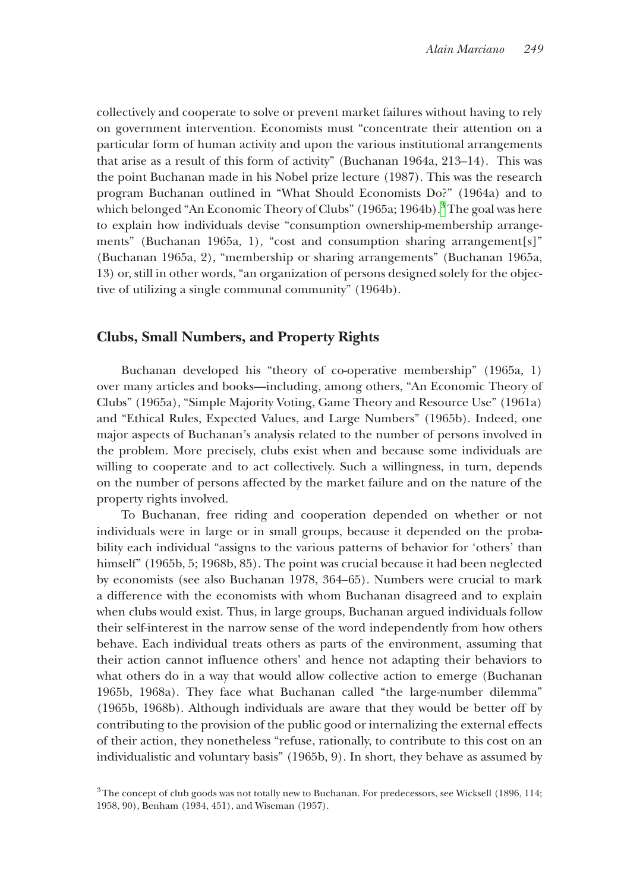collectively and cooperate to solve or prevent market failures without having to rely on government intervention. Economists must "concentrate their attention on a particular form of human activity and upon the various institutional arrangements that arise as a result of this form of activity" (Buchanan 1964a, 213–14). This was the point Buchanan made in his Nobel prize lecture (1987). This was the research program Buchanan outlined in "What Should Economists Do?" (1964a) and to which belonged "An Economic Theory of Clubs" (1965a; 1964b).[3] The goal was here to explain how individuals devise "consumption ownership-membership arrangements" (Buchanan 1965a, 1), "cost and consumption sharing arrangement[s]" (Buchanan 1965a, 2), "membership or sharing arrangements" (Buchanan 1965a, 13) or, still in other words, "an organization of persons designed solely for the objective of utilizing a single communal community" (1964b).

## Clubs, Small Numbers, and Property Rights

Buchanan developed his "theory of co-operative membership" (1965a, 1) over many articles and books—including, among others, "An Economic Theory of Clubs" (1965a), "Simple Majority Voting, Game Theory and Resource Use" (1961a) and "Ethical Rules, Expected Values, and Large Numbers" (1965b). Indeed, one major aspects of Buchanan's analysis related to the number of persons involved in the problem. More precisely, clubs exist when and because some individuals are willing to cooperate and to act collectively. Such a willingness, in turn, depends on the number of persons affected by the market failure and on the nature of the property rights involved.

To Buchanan, free riding and cooperation depended on whether or not individuals were in large or in small groups, because it depended on the probability each individual "assigns to the various patterns of behavior for 'others' than himself" (1965b, 5; 1968b, 85). The point was crucial because it had been neglected by economists (see also Buchanan 1978, 364–65). Numbers were crucial to mark a difference with the economists with whom Buchanan disagreed and to explain when clubs would exist. Thus, in large groups, Buchanan argued individuals follow their self-interest in the narrow sense of the word independently from how others behave. Each individual treats others as parts of the environment, assuming that their action cannot influence others' and hence not adapting their behaviors to what others do in a way that would allow collective action to emerge (Buchanan 1965b, 1968a). They face what Buchanan called "the large-number dilemma" (1965b, 1968b). Although individuals are aware that they would be better off by contributing to the provision of the public good or internalizing the external effects of their action, they nonetheless "refuse, rationally, to contribute to this cost on an individualistic and voluntary basis" (1965b, 9). In short, they behave as assumed by

[3] The concept of club goods was not totally new to Buchanan. For predecessors, see Wicksell (1896, 114; 1958, 90), Benham (1934, 451), and Wiseman (1957).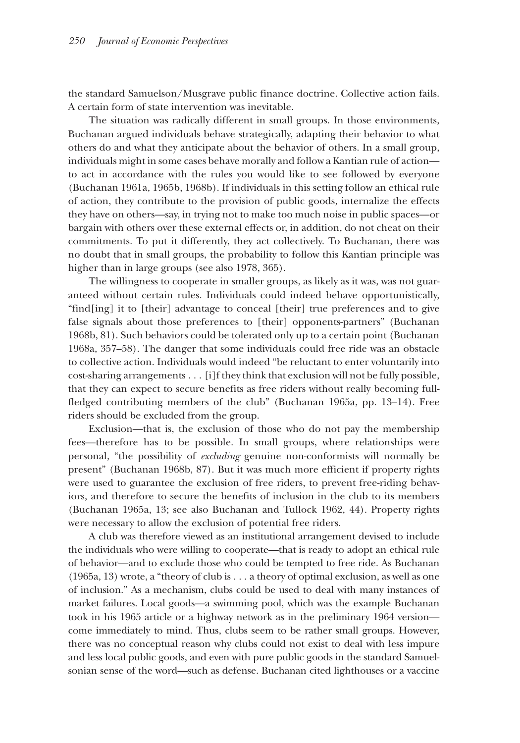the standard Samuelson/Musgrave public finance doctrine. Collective action fails. A certain form of state intervention was inevitable.

The situation was radically different in small groups. In those environments, Buchanan argued individuals behave strategically, adapting their behavior to what others do and what they anticipate about the behavior of others. In a small group, individuals might in some cases behave morally and follow a Kantian rule of action—to act in accordance with the rules you would like to see followed by everyone (Buchanan 1961a, 1965b, 1968b). If individuals in this setting follow an ethical rule of action, they contribute to the provision of public goods, internalize the effects they have on others—say, in trying not to make too much noise in public spaces—or bargain with others over these external effects or, in addition, do not cheat on their commitments. To put it differently, they act collectively. To Buchanan, there was no doubt that in small groups, the probability to follow this Kantian principle was higher than in large groups (see also 1978, 365).

The willingness to cooperate in smaller groups, as likely as it was, was not guaranteed without certain rules. Individuals could indeed behave opportunistically, "find[ing] it to [their] advantage to conceal [their] true preferences and to give false signals about those preferences to [their] opponents-partners" (Buchanan 1968b, 81). Such behaviors could be tolerated only up to a certain point (Buchanan 1968a, 357–58). The danger that some individuals could free ride was an obstacle to collective action. Individuals would indeed "be reluctant to enter voluntarily into cost-sharing arrangements . . . [i]f they think that exclusion will not be fully possible, that they can expect to secure benefits as free riders without really becoming full-fledged contributing members of the club" (Buchanan 1965a, pp. 13–14). Free riders should be excluded from the group.

Exclusion—that is, the exclusion of those who do not pay the membership fees—therefore has to be possible. In small groups, where relationships were personal, "the possibility of *excluding* genuine non-conformists will normally be present" (Buchanan 1968b, 87). But it was much more efficient if property rights were used to guarantee the exclusion of free riders, to prevent free-riding behaviors, and therefore to secure the benefits of inclusion in the club to its members (Buchanan 1965a, 13; see also Buchanan and Tullock 1962, 44). Property rights were necessary to allow the exclusion of potential free riders.

A club was therefore viewed as an institutional arrangement devised to include the individuals who were willing to cooperate—that is ready to adopt an ethical rule of behavior—and to exclude those who could be tempted to free ride. As Buchanan (1965a, 13) wrote, a "theory of club is . . . a theory of optimal exclusion, as well as one of inclusion." As a mechanism, clubs could be used to deal with many instances of market failures. Local goods—a swimming pool, which was the example Buchanan took in his 1965 article or a highway network as in the preliminary 1964 version—come immediately to mind. Thus, clubs seem to be rather small groups. However, there was no conceptual reason why clubs could not exist to deal with less impure and less local public goods, and even with pure public goods in the standard Samuelsonian sense of the word—such as defense. Buchanan cited lighthouses or a vaccine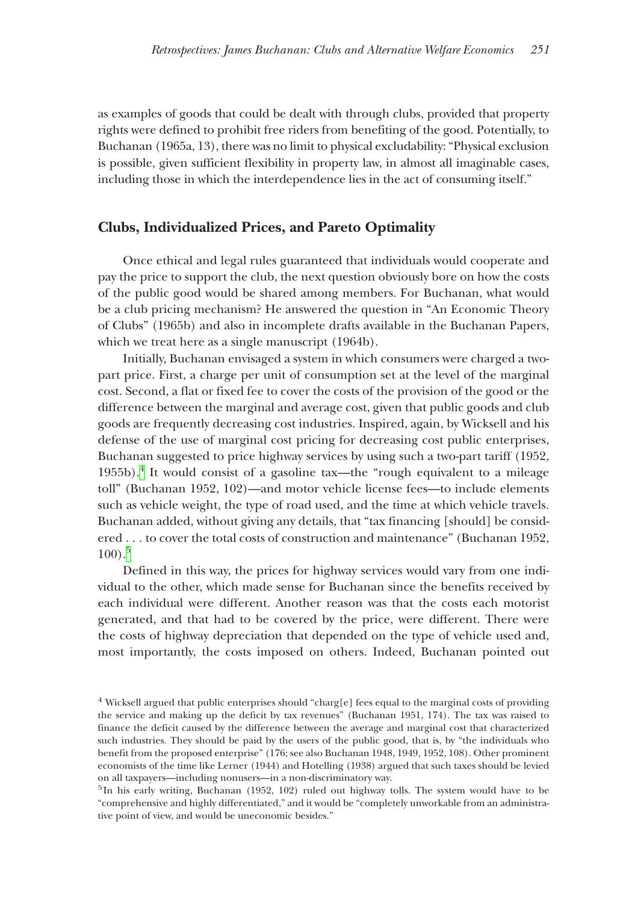as examples of goods that could be dealt with through clubs, provided that property rights were defined to prohibit free riders from benefiting of the good. Potentially, to Buchanan (1965a, 13), there was no limit to physical excludability: "Physical exclusion is possible, given sufficient flexibility in property law, in almost all imaginable cases, including those in which the interdependence lies in the act of consuming itself."

## Clubs, Individualized Prices, and Pareto Optimality

Once ethical and legal rules guaranteed that individuals would cooperate and pay the price to support the club, the next question obviously bore on how the costs of the public good would be shared among members. For Buchanan, what would be a club pricing mechanism? He answered the question in "An Economic Theory of Clubs" (1965b) and also in incomplete drafts available in the Buchanan Papers, which we treat here as a single manuscript (1964b).

Initially, Buchanan envisaged a system in which consumers were charged a two-part price. First, a charge per unit of consumption set at the level of the marginal cost. Second, a flat or fixed fee to cover the costs of the provision of the good or the difference between the marginal and average cost, given that public goods and club goods are frequently decreasing cost industries. Inspired, again, by Wicksell and his defense of the use of marginal cost pricing for decreasing cost public enterprises, Buchanan suggested to price highway services by using such a two-part tariff (1952, 1955b).[4] It would consist of a gasoline tax—the "rough equivalent to a mileage toll" (Buchanan 1952, 102)—and motor vehicle license fees—to include elements such as vehicle weight, the type of road used, and the time at which vehicle travels. Buchanan added, without giving any details, that "tax financing [should] be considered . . . to cover the total costs of construction and maintenance" (Buchanan 1952, 100).[5]

Defined in this way, the prices for highway services would vary from one individual to the other, which made sense for Buchanan since the benefits received by each individual were different. Another reason was that the costs each motorist generated, and that had to be covered by the price, were different. There were the costs of highway depreciation that depended on the type of vehicle used and, most importantly, the costs imposed on others. Indeed, Buchanan pointed out

[4] Wicksell argued that public enterprises should "charg[e] fees equal to the marginal costs of providing the service and making up the deficit by tax revenues" (Buchanan 1951, 174). The tax was raised to finance the deficit caused by the difference between the average and marginal cost that characterized such industries. They should be paid by the users of the public good, that is, by "the individuals who benefit from the proposed enterprise" (176; see also Buchanan 1948, 1949, 1952, 108). Other prominent economists of the time like Lerner (1944) and Hotelling (1938) argued that such taxes should be levied on all taxpayers—including nonusers—in a non-discriminatory way.

[5] In his early writing, Buchanan (1952, 102) ruled out highway tolls. The system would have to be "comprehensive and highly differentiated," and it would be "completely unworkable from an administrative point of view, and would be uneconomic besides."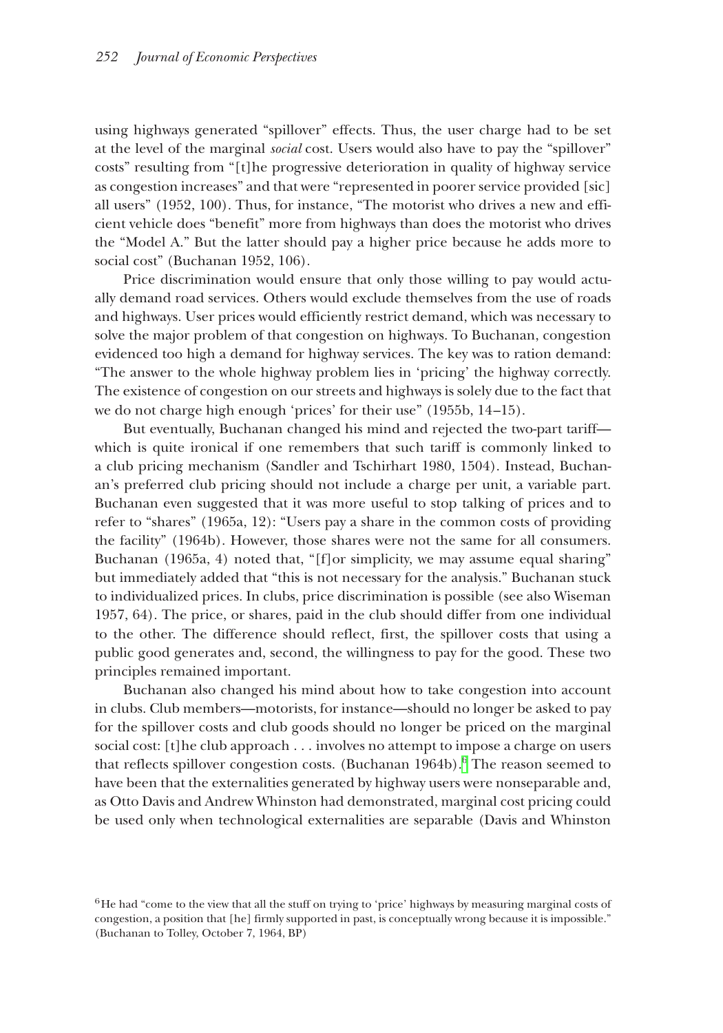using highways generated "spillover" effects. Thus, the user charge had to be set at the level of the marginal *social* cost. Users would also have to pay the "spillover" costs" resulting from "[t]he progressive deterioration in quality of highway service as congestion increases" and that were "represented in poorer service provided [sic] all users" (1952, 100). Thus, for instance, "The motorist who drives a new and efficient vehicle does "benefit" more from highways than does the motorist who drives the "Model A." But the latter should pay a higher price because he adds more to social cost" (Buchanan 1952, 106).

Price discrimination would ensure that only those willing to pay would actually demand road services. Others would exclude themselves from the use of roads and highways. User prices would efficiently restrict demand, which was necessary to solve the major problem of that congestion on highways. To Buchanan, congestion evidenced too high a demand for highway services. The key was to ration demand: "The answer to the whole highway problem lies in 'pricing' the highway correctly. The existence of congestion on our streets and highways is solely due to the fact that we do not charge high enough 'prices' for their use" (1955b, 14–15).

But eventually, Buchanan changed his mind and rejected the two-part tariff—which is quite ironical if one remembers that such tariff is commonly linked to a club pricing mechanism (Sandler and Tschirhart 1980, 1504). Instead, Buchanan's preferred club pricing should not include a charge per unit, a variable part. Buchanan even suggested that it was more useful to stop talking of prices and to refer to "shares" (1965a, 12): "Users pay a share in the common costs of providing the facility" (1964b). However, those shares were not the same for all consumers. Buchanan (1965a, 4) noted that, "[f]or simplicity, we may assume equal sharing" but immediately added that "this is not necessary for the analysis." Buchanan stuck to individualized prices. In clubs, price discrimination is possible (see also Wiseman 1957, 64). The price, or shares, paid in the club should differ from one individual to the other. The difference should reflect, first, the spillover costs that using a public good generates and, second, the willingness to pay for the good. These two principles remained important.

Buchanan also changed his mind about how to take congestion into account in clubs. Club members—motorists, for instance—should no longer be asked to pay for the spillover costs and club goods should no longer be priced on the marginal social cost: [t]he club approach . . . involves no attempt to impose a charge on users that reflects spillover congestion costs. (Buchanan 1964b).[6] The reason seemed to have been that the externalities generated by highway users were nonseparable and, as Otto Davis and Andrew Whinston had demonstrated, marginal cost pricing could be used only when technological externalities are separable (Davis and Whinston

[6] He had "come to the view that all the stuff on trying to 'price' highways by measuring marginal costs of congestion, a position that [he] firmly supported in past, is conceptually wrong because it is impossible." (Buchanan to Tolley, October 7, 1964, BP)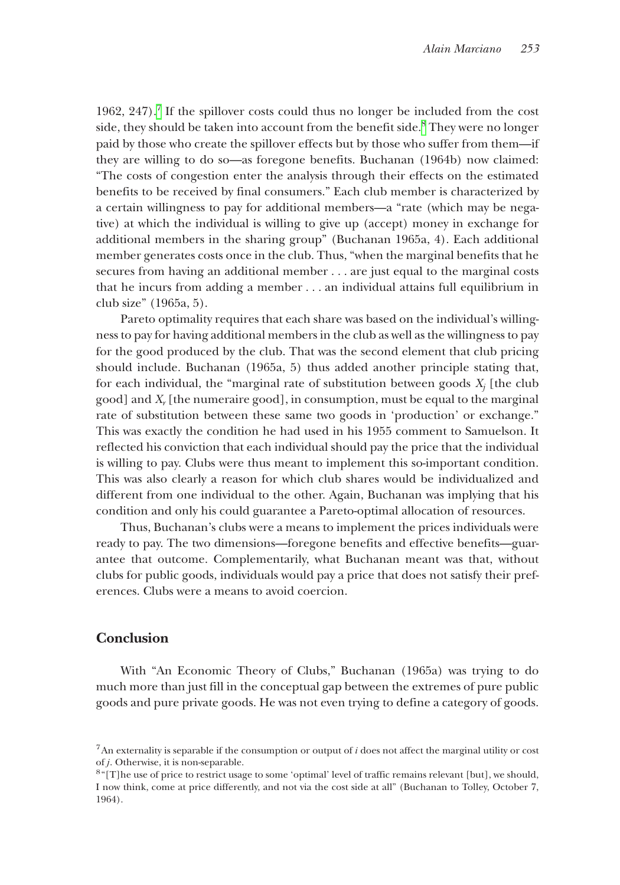1962, 247).[7] If the spillover costs could thus no longer be included from the cost side, they should be taken into account from the benefit side.[8] They were no longer paid by those who create the spillover effects but by those who suffer from them—if they are willing to do so—as foregone benefits. Buchanan (1964b) now claimed: "The costs of congestion enter the analysis through their effects on the estimated benefits to be received by final consumers." Each club member is characterized by a certain willingness to pay for additional members—a "rate (which may be negative) at which the individual is willing to give up (accept) money in exchange for additional members in the sharing group" (Buchanan 1965a, 4). Each additional member generates costs once in the club. Thus, "when the marginal benefits that he secures from having an additional member . . . are just equal to the marginal costs that he incurs from adding a member . . . an individual attains full equilibrium in club size" (1965a, 5).

Pareto optimality requires that each share was based on the individual's willingness to pay for having additional members in the club as well as the willingness to pay for the good produced by the club. That was the second element that club pricing should include. Buchanan (1965a, 5) thus added another principle stating that, for each individual, the "marginal rate of substitution between goods $X_j$ [the club good] and $X_r$ [the numeraire good], in consumption, must be equal to the marginal rate of substitution between these same two goods in 'production' or exchange." This was exactly the condition he had used in his 1955 comment to Samuelson. It reflected his conviction that each individual should pay the price that the individual is willing to pay. Clubs were thus meant to implement this so-important condition. This was also clearly a reason for which club shares would be individualized and different from one individual to the other. Again, Buchanan was implying that his condition and only his could guarantee a Pareto-optimal allocation of resources.

Thus, Buchanan's clubs were a means to implement the prices individuals were ready to pay. The two dimensions—foregone benefits and effective benefits—guarantee that outcome. Complementarily, what Buchanan meant was that, without clubs for public goods, individuals would pay a price that does not satisfy their preferences. Clubs were a means to avoid coercion.

## Conclusion

With "An Economic Theory of Clubs," Buchanan (1965a) was trying to do much more than just fill in the conceptual gap between the extremes of pure public goods and pure private goods. He was not even trying to define a category of goods.

[7] An externality is separable if the consumption or output of *i* does not affect the marginal utility or cost of *j*. Otherwise, it is non-separable.

[8] "[T]he use of price to restrict usage to some 'optimal' level of traffic remains relevant [but], we should, I now think, come at price differently, and not via the cost side at all" (Buchanan to Tolley, October 7, 1964).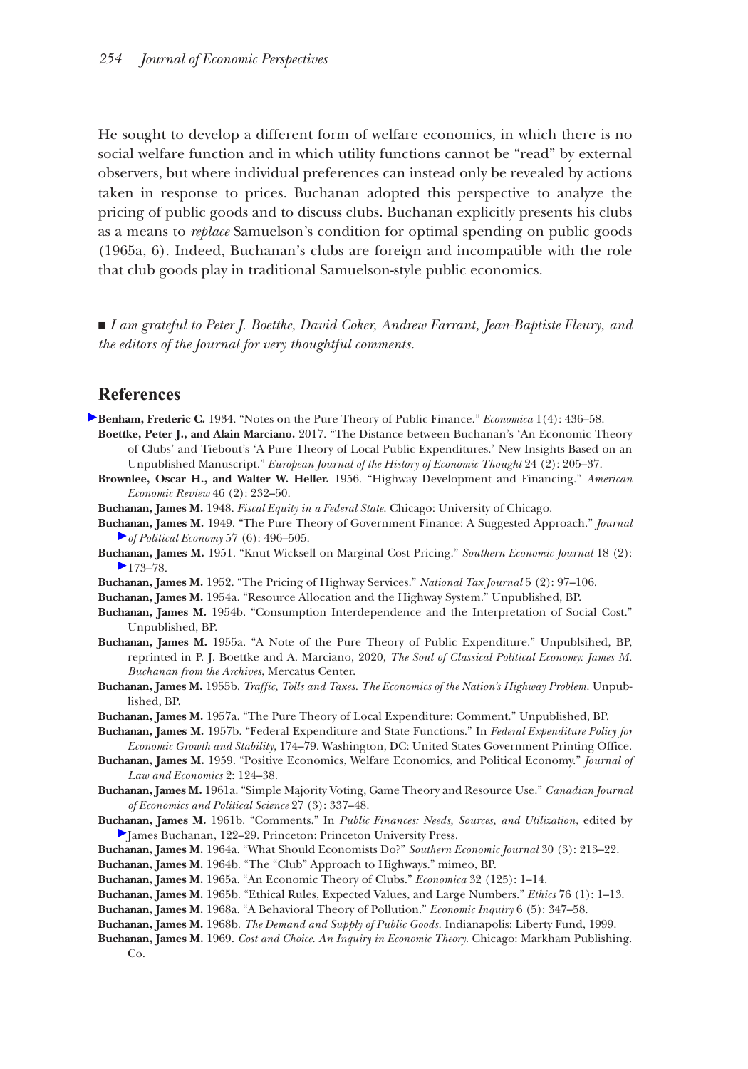He sought to develop a different form of welfare economics, in which there is no social welfare function and in which utility functions cannot be "read" by external observers, but where individual preferences can instead only be revealed by actions taken in response to prices. Buchanan adopted this perspective to analyze the pricing of public goods and to discuss clubs. Buchanan explicitly presents his clubs as a means to *replace* Samuelson's condition for optimal spending on public goods (1965a, 6). Indeed, Buchanan's clubs are foreign and incompatible with the role that club goods play in traditional Samuelson-style public economics.

■ *I am grateful to Peter J. Boettke, David Coker, Andrew Farrant, Jean-Baptiste Fleury, and the editors of the Journal for very thoughtful comments.*

## References

**Benham, Frederic C.** 1934. "Notes on the Pure Theory of Public Finance." *Economica* 1(4): 436–58.

**Boettke, Peter J., and Alain Marciano.** 2017. "The Distance between Buchanan's 'An Economic Theory of Clubs' and Tiebout's 'A Pure Theory of Local Public Expenditures.' New Insights Based on an Unpublished Manuscript." *European Journal of the History of Economic Thought* 24 (2): 205–37.

**Brownlee, Oscar H., and Walter W. Heller.** 1956. "Highway Development and Financing." *American Economic Review* 46 (2): 232–50.

**Buchanan, James M.** 1948. *Fiscal Equity in a Federal State*. Chicago: University of Chicago.

**Buchanan, James M.** 1949. "The Pure Theory of Government Finance: A Suggested Approach." *Journal of Political Economy* 57 (6): 496–505.

**Buchanan, James M.** 1951. "Knut Wicksell on Marginal Cost Pricing." *Southern Economic Journal* 18 (2): 173–78.

**Buchanan, James M.** 1952. "The Pricing of Highway Services." *National Tax Journal* 5 (2): 97–106.

**Buchanan, James M.** 1954a. "Resource Allocation and the Highway System." Unpublished, BP.

**Buchanan, James M.** 1954b. "Consumption Interdependence and the Interpretation of Social Cost." Unpublished, BP.

**Buchanan, James M.** 1955a. "A Note of the Pure Theory of Public Expenditure." Unpublsihed, BP, reprinted in P. J. Boettke and A. Marciano, 2020, *The Soul of Classical Political Economy: James M. Buchanan from the Archives*, Mercatus Center.

**Buchanan, James M.** 1955b. *Traffic, Tolls and Taxes. The Economics of the Nation's Highway Problem*. Unpublished, BP.

**Buchanan, James M.** 1957a. "The Pure Theory of Local Expenditure: Comment." Unpublished, BP.

**Buchanan, James M.** 1957b. "Federal Expenditure and State Functions." In *Federal Expenditure Policy for Economic Growth and Stability*, 174–79. Washington, DC: United States Government Printing Office.

**Buchanan, James M.** 1959. "Positive Economics, Welfare Economics, and Political Economy." *Journal of Law and Economics* 2: 124–38.

**Buchanan, James M.** 1961a. "Simple Majority Voting, Game Theory and Resource Use." *Canadian Journal of Economics and Political Science* 27 (3): 337–48.

**Buchanan, James M.** 1961b. "Comments." In *Public Finances: Needs, Sources, and Utilization*, edited by James Buchanan, 122–29. Princeton: Princeton University Press.

**Buchanan, James M.** 1964a. "What Should Economists Do?" *Southern Economic Journal* 30 (3): 213–22.

**Buchanan, James M.** 1964b. "The "Club" Approach to Highways." mimeo, BP.

**Buchanan, James M.** 1965a. "An Economic Theory of Clubs." *Economica* 32 (125): 1–14.

**Buchanan, James M.** 1965b. "Ethical Rules, Expected Values, and Large Numbers." *Ethics* 76 (1): 1–13.

**Buchanan, James M.** 1968a. "A Behavioral Theory of Pollution." *Economic Inquiry* 6 (5): 347–58.

**Buchanan, James M.** 1968b. *The Demand and Supply of Public Goods*. Indianapolis: Liberty Fund, 1999.

**Buchanan, James M.** 1969. *Cost and Choice. An Inquiry in Economic Theory*. Chicago: Markham Publishing. Co.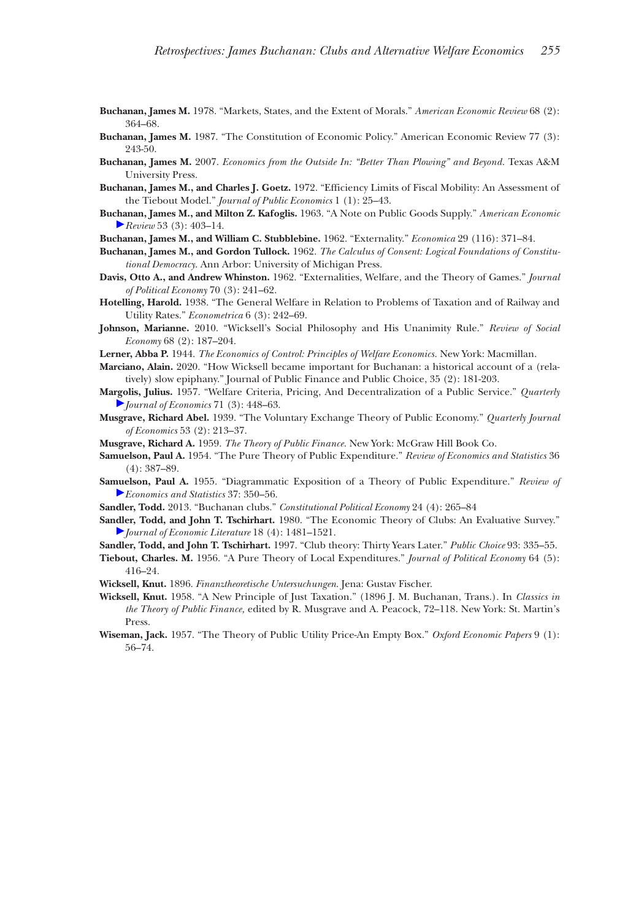**Buchanan, James M.** 1978. "Markets, States, and the Extent of Morals." *American Economic Review* 68 (2): 364–68.

**Buchanan, James M.** 1987. "The Constitution of Economic Policy." American Economic Review 77 (3): 243-50.

**Buchanan, James M.** 2007. *Economics from the Outside In: "Better Than Plowing" and Beyond*. Texas A&M University Press.

**Buchanan, James M., and Charles J. Goetz.** 1972. "Efficiency Limits of Fiscal Mobility: An Assessment of the Tiebout Model." *Journal of Public Economics* 1 (1): 25–43.

**Buchanan, James M., and Milton Z. Kafoglis.** 1963. "A Note on Public Goods Supply." *American Economic Review* 53 (3): 403–14.

**Buchanan, James M., and William C. Stubblebine.** 1962. "Externality." *Economica* 29 (116): 371–84.

**Buchanan, James M., and Gordon Tullock.** 1962. *The Calculus of Consent: Logical Foundations of Constitutional Democracy*. Ann Arbor: University of Michigan Press.

**Davis, Otto A., and Andrew Whinston.** 1962. "Externalities, Welfare, and the Theory of Games." *Journal of Political Economy* 70 (3): 241–62.

**Hotelling, Harold.** 1938. "The General Welfare in Relation to Problems of Taxation and of Railway and Utility Rates." *Econometrica* 6 (3): 242–69.

**Johnson, Marianne.** 2010. "Wicksell's Social Philosophy and His Unanimity Rule." *Review of Social Economy* 68 (2): 187–204.

**Lerner, Abba P.** 1944. *The Economics of Control: Principles of Welfare Economics*. New York: Macmillan.

**Marciano, Alain.** 2020. "How Wicksell became important for Buchanan: a historical account of a (relatively) slow epiphany." Journal of Public Finance and Public Choice, 35 (2): 181-203.

**Margolis, Julius.** 1957. "Welfare Criteria, Pricing, And Decentralization of a Public Service." *Quarterly Journal of Economics* 71 (3): 448–63.

**Musgrave, Richard Abel.** 1939. "The Voluntary Exchange Theory of Public Economy." *Quarterly Journal of Economics* 53 (2): 213–37.

**Musgrave, Richard A.** 1959. *The Theory of Public Finance*. New York: McGraw Hill Book Co.

**Samuelson, Paul A.** 1954. "The Pure Theory of Public Expenditure." *Review of Economics and Statistics* 36 (4): 387–89.

**Samuelson, Paul A.** 1955. "Diagrammatic Exposition of a Theory of Public Expenditure." *Review of Economics and Statistics* 37: 350–56.

**Sandler, Todd.** 2013. "Buchanan clubs." *Constitutional Political Economy* 24 (4): 265–84

**Sandler, Todd, and John T. Tschirhart.** 1980. "The Economic Theory of Clubs: An Evaluative Survey." *Journal of Economic Literature* 18 (4): 1481–1521.

**Sandler, Todd, and John T. Tschirhart.** 1997. "Club theory: Thirty Years Later." *Public Choice* 93: 335–55.

**Tiebout, Charles. M.** 1956. "A Pure Theory of Local Expenditures." *Journal of Political Economy* 64 (5): 416–24.

**Wicksell, Knut.** 1896. *Finanztheoretische Untersuchungen*. Jena: Gustav Fischer.

**Wicksell, Knut.** 1958. "A New Principle of Just Taxation." (1896 J. M. Buchanan, Trans.). In *Classics in the Theory of Public Finance,* edited by R. Musgrave and A. Peacock, 72–118. New York: St. Martin's Press.

**Wiseman, Jack.** 1957. "The Theory of Public Utility Price-An Empty Box." *Oxford Economic Papers* 9 (1): 56–74.